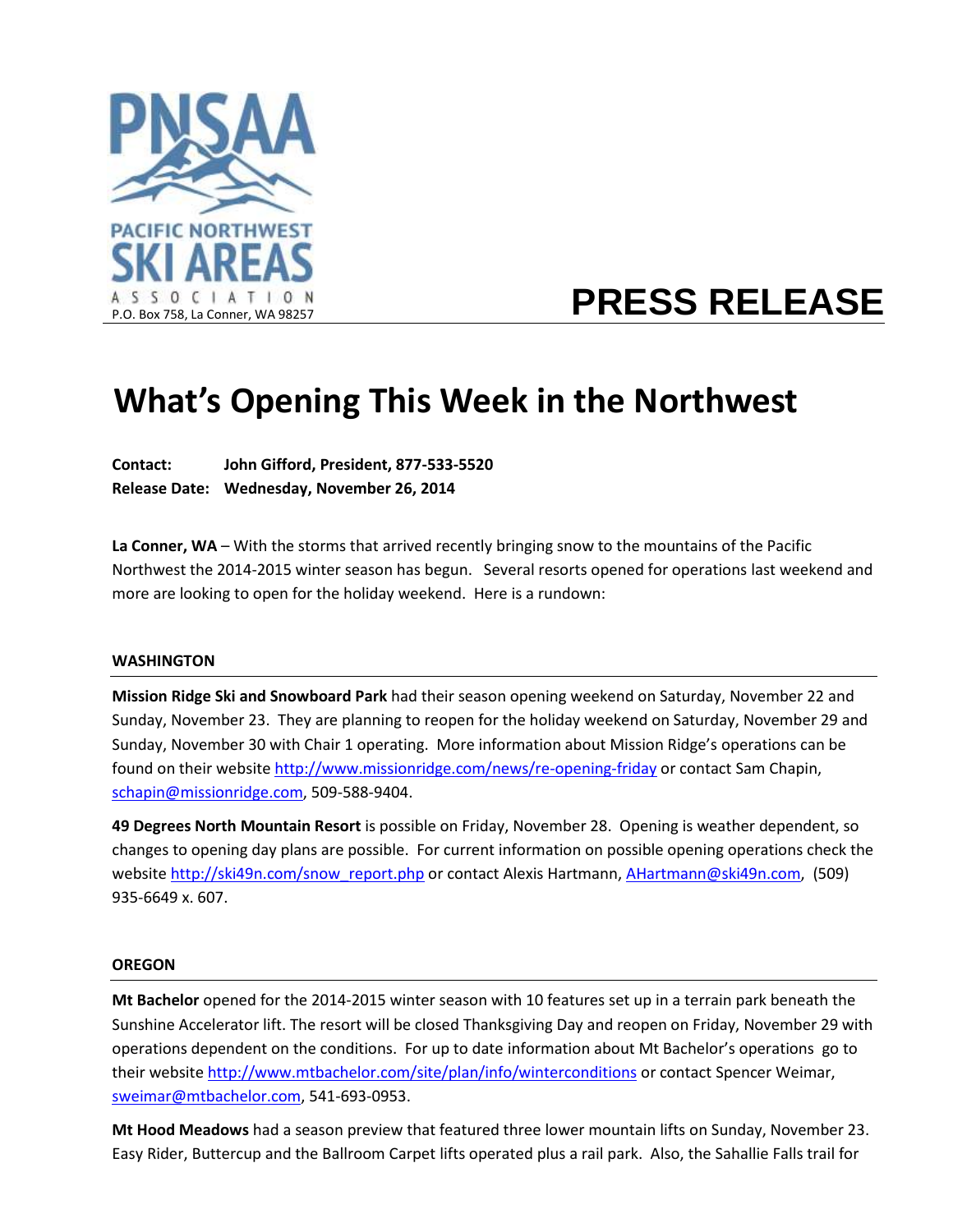PNSAA

PACIFIC NORTHWEST SKI AREAS ASSOCIATION

P.O. Box 758, La Conner, WA 98257

**PRESS RELEASE**

# What's Opening This Week in the Northwest

**Contact:** **John Gifford, President, 877-533-5520**
**Release Date:** **Wednesday, November 26, 2014**

**La Conner, WA** – With the storms that arrived recently bringing snow to the mountains of the Pacific Northwest the 2014-2015 winter season has begun. Several resorts opened for operations last weekend and more are looking to open for the holiday weekend. Here is a rundown:

## WASHINGTON

**Mission Ridge Ski and Snowboard Park** had their season opening weekend on Saturday, November 22 and Sunday, November 23. They are planning to reopen for the holiday weekend on Saturday, November 29 and Sunday, November 30 with Chair 1 operating. More information about Mission Ridge's operations can be found on their website http://www.missionridge.com/news/re-opening-friday or contact Sam Chapin, schapin@missionridge.com, 509-588-9404.

**49 Degrees North Mountain Resort** is possible on Friday, November 28. Opening is weather dependent, so changes to opening day plans are possible. For current information on possible opening operations check the website http://ski49n.com/snow_report.php or contact Alexis Hartmann, AHartmann@ski49n.com, (509) 935-6649 x. 607.

## OREGON

**Mt Bachelor** opened for the 2014-2015 winter season with 10 features set up in a terrain park beneath the Sunshine Accelerator lift. The resort will be closed Thanksgiving Day and reopen on Friday, November 29 with operations dependent on the conditions. For up to date information about Mt Bachelor's operations go to their website http://www.mtbachelor.com/site/plan/info/winterconditions or contact Spencer Weimar, sweimar@mtbachelor.com, 541-693-0953.

**Mt Hood Meadows** had a season preview that featured three lower mountain lifts on Sunday, November 23. Easy Rider, Buttercup and the Ballroom Carpet lifts operated plus a rail park. Also, the Sahallie Falls trail for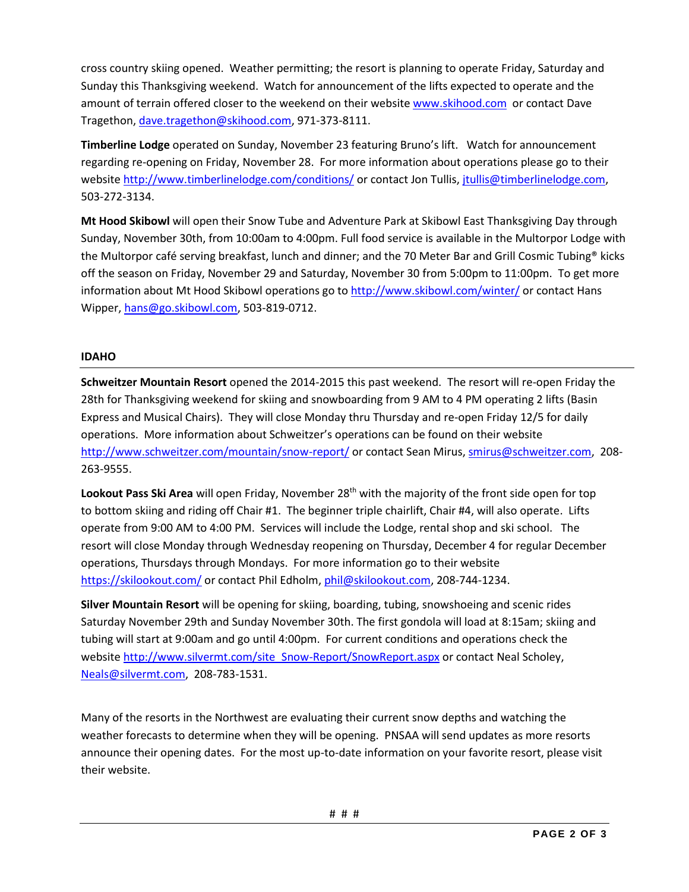cross country skiing opened. Weather permitting; the resort is planning to operate Friday, Saturday and Sunday this Thanksgiving weekend. Watch for announcement of the lifts expected to operate and the amount of terrain offered closer to the weekend on their website www.skihood.com or contact Dave Tragethon, dave.tragethon@skihood.com, 971-373-8111.

**Timberline Lodge** operated on Sunday, November 23 featuring Bruno's lift. Watch for announcement regarding re-opening on Friday, November 28. For more information about operations please go to their website http://www.timberlinelodge.com/conditions/ or contact Jon Tullis, jtullis@timberlinelodge.com, 503-272-3134.

**Mt Hood Skibowl** will open their Snow Tube and Adventure Park at Skibowl East Thanksgiving Day through Sunday, November 30th, from 10:00am to 4:00pm. Full food service is available in the Multorpor Lodge with the Multorpor café serving breakfast, lunch and dinner; and the 70 Meter Bar and Grill Cosmic Tubing® kicks off the season on Friday, November 29 and Saturday, November 30 from 5:00pm to 11:00pm. To get more information about Mt Hood Skibowl operations go to http://www.skibowl.com/winter/ or contact Hans Wipper, hans@go.skibowl.com, 503-819-0712.

**IDAHO**

---

**Schweitzer Mountain Resort** opened the 2014-2015 this past weekend. The resort will re-open Friday the 28th for Thanksgiving weekend for skiing and snowboarding from 9 AM to 4 PM operating 2 lifts (Basin Express and Musical Chairs). They will close Monday thru Thursday and re-open Friday 12/5 for daily operations. More information about Schweitzer's operations can be found on their website http://www.schweitzer.com/mountain/snow-report/ or contact Sean Mirus, smirus@schweitzer.com, 208-263-9555.

**Lookout Pass Ski Area** will open Friday, November 28th with the majority of the front side open for top to bottom skiing and riding off Chair #1. The beginner triple chairlift, Chair #4, will also operate. Lifts operate from 9:00 AM to 4:00 PM. Services will include the Lodge, rental shop and ski school. The resort will close Monday through Wednesday reopening on Thursday, December 4 for regular December operations, Thursdays through Mondays. For more information go to their website https://skilookout.com/ or contact Phil Edholm, phil@skilookout.com, 208-744-1234.

**Silver Mountain Resort** will be opening for skiing, boarding, tubing, snowshoeing and scenic rides Saturday November 29th and Sunday November 30th. The first gondola will load at 8:15am; skiing and tubing will start at 9:00am and go until 4:00pm. For current conditions and operations check the website http://www.silvermt.com/site_Snow-Report/SnowReport.aspx or contact Neal Scholey, Neals@silvermt.com, 208-783-1531.

Many of the resorts in the Northwest are evaluating their current snow depths and watching the weather forecasts to determine when they will be opening. PNSAA will send updates as more resorts announce their opening dates. For the most up-to-date information on your favorite resort, please visit their website.

# # #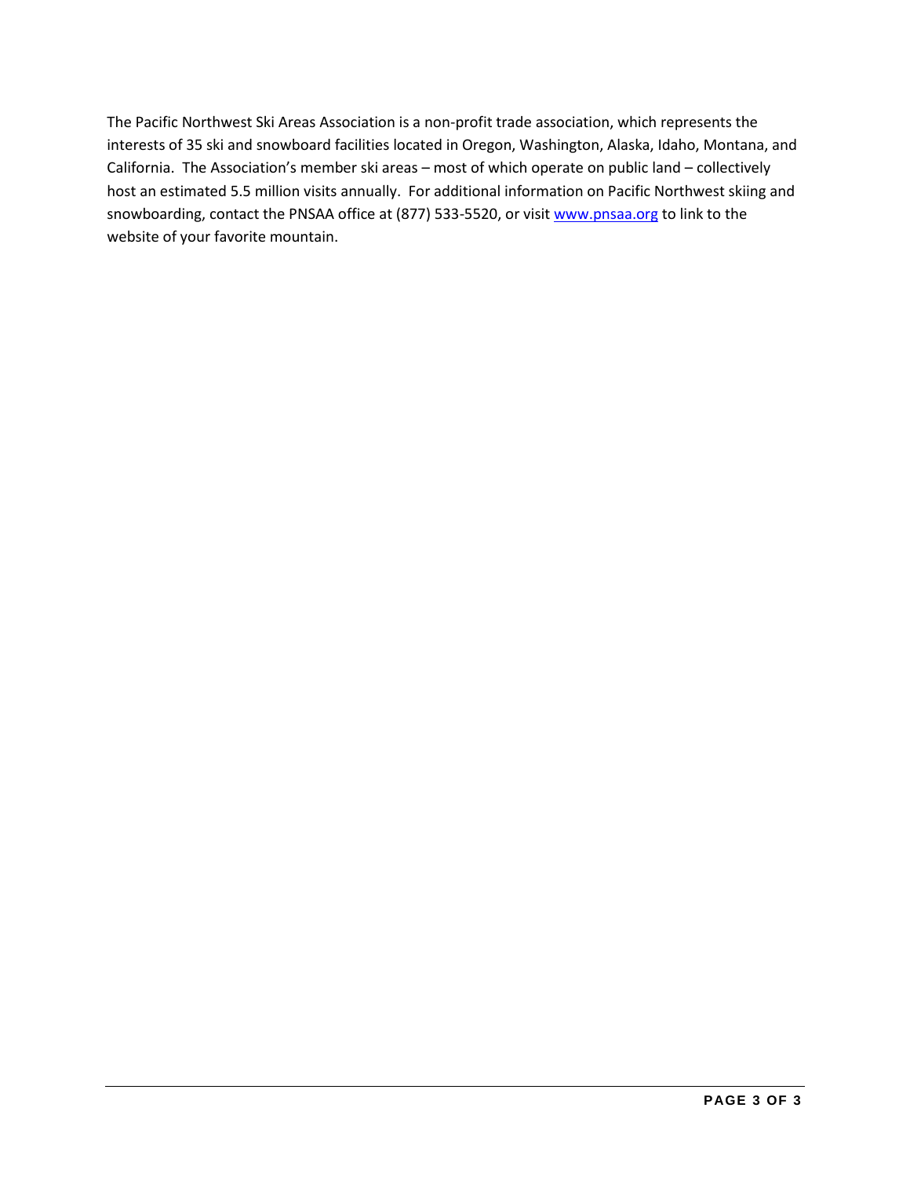The Pacific Northwest Ski Areas Association is a non-profit trade association, which represents the interests of 35 ski and snowboard facilities located in Oregon, Washington, Alaska, Idaho, Montana, and California. The Association's member ski areas – most of which operate on public land – collectively host an estimated 5.5 million visits annually. For additional information on Pacific Northwest skiing and snowboarding, contact the PNSAA office at (877) 533-5520, or visit [www.pnsaa.org](http://www.pnsaa.org) to link to the website of your favorite mountain.